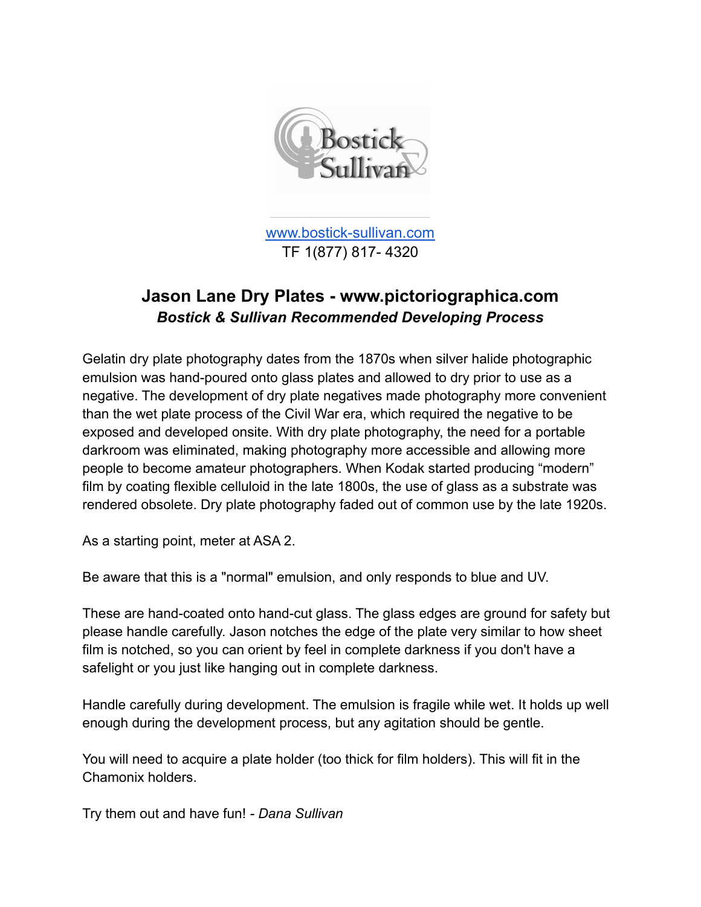www.bostick-sullivan.com
TF 1(877) 817- 4320

# Jason Lane Dry Plates - www.pictoriographica.com

***Bostick & Sullivan Recommended Developing Process***

Gelatin dry plate photography dates from the 1870s when silver halide photographic emulsion was hand-poured onto glass plates and allowed to dry prior to use as a negative. The development of dry plate negatives made photography more convenient than the wet plate process of the Civil War era, which required the negative to be exposed and developed onsite. With dry plate photography, the need for a portable darkroom was eliminated, making photography more accessible and allowing more people to become amateur photographers. When Kodak started producing "modern" film by coating flexible celluloid in the late 1800s, the use of glass as a substrate was rendered obsolete. Dry plate photography faded out of common use by the late 1920s.

As a starting point, meter at ASA 2.

Be aware that this is a "normal" emulsion, and only responds to blue and UV.

These are hand-coated onto hand-cut glass. The glass edges are ground for safety but please handle carefully. Jason notches the edge of the plate very similar to how sheet film is notched, so you can orient by feel in complete darkness if you don't have a safelight or you just like hanging out in complete darkness.

Handle carefully during development. The emulsion is fragile while wet. It holds up well enough during the development process, but any agitation should be gentle.

You will need to acquire a plate holder (too thick for film holders). This will fit in the Chamonix holders.

Try them out and have fun! - *Dana Sullivan*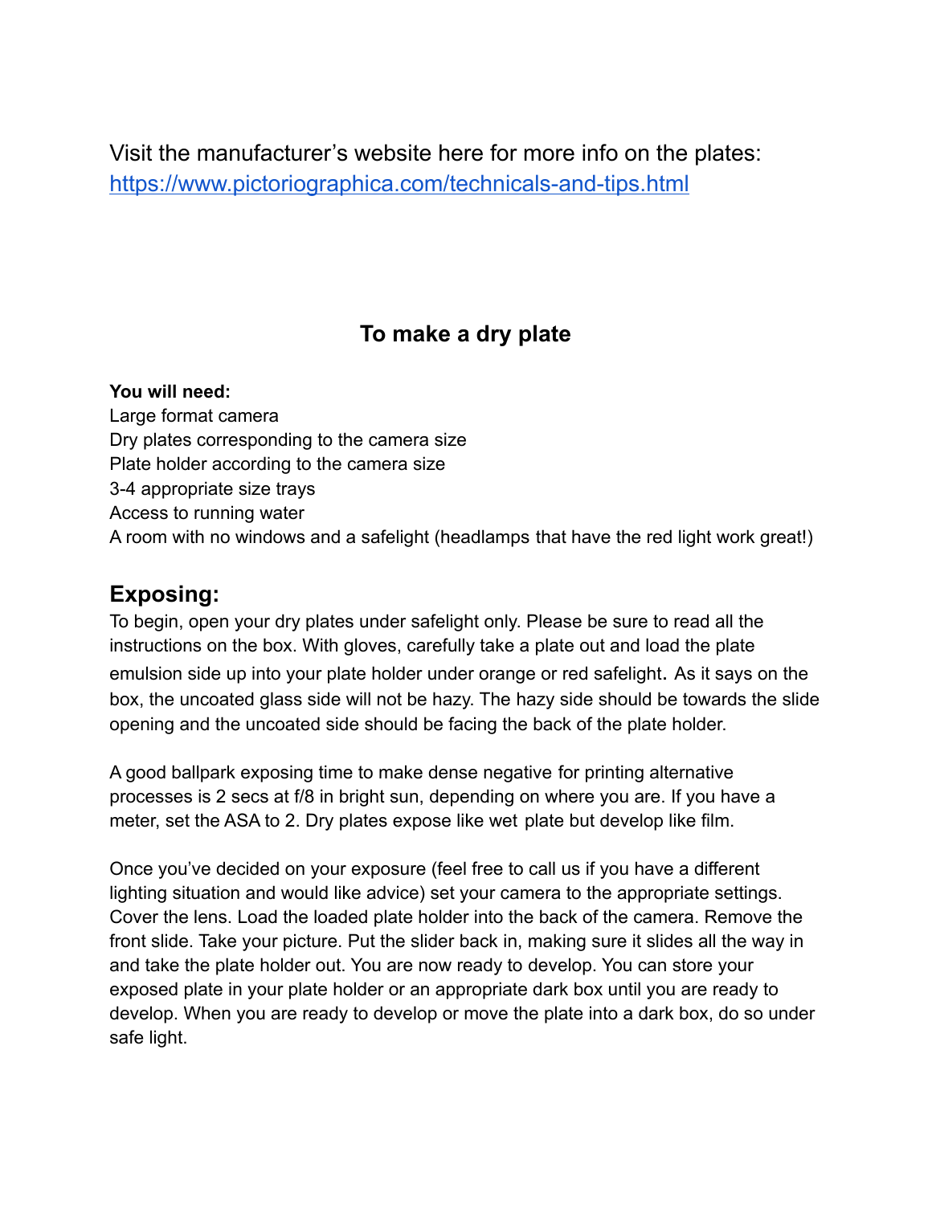Visit the manufacturer's website here for more info on the plates: [https://www.pictoriographica.com/technicals-and-tips.html](https://www.pictoriographica.com/technicals-and-tips.html)

### To make a dry plate

**You will need:**

Large format camera
Dry plates corresponding to the camera size
Plate holder according to the camera size
3-4 appropriate size trays
Access to running water
A room with no windows and a safelight (headlamps that have the red light work great!)

## Exposing:

To begin, open your dry plates under safelight only. Please be sure to read all the instructions on the box. With gloves, carefully take a plate out and load the plate emulsion side up into your plate holder under orange or red safelight. As it says on the box, the uncoated glass side will not be hazy. The hazy side should be towards the slide opening and the uncoated side should be facing the back of the plate holder.

A good ballpark exposing time to make dense negative for printing alternative processes is 2 secs at f/8 in bright sun, depending on where you are. If you have a meter, set the ASA to 2. Dry plates expose like wet plate but develop like film.

Once you've decided on your exposure (feel free to call us if you have a different lighting situation and would like advice) set your camera to the appropriate settings. Cover the lens. Load the loaded plate holder into the back of the camera. Remove the front slide. Take your picture. Put the slider back in, making sure it slides all the way in and take the plate holder out. You are now ready to develop. You can store your exposed plate in your plate holder or an appropriate dark box until you are ready to develop. When you are ready to develop or move the plate into a dark box, do so under safe light.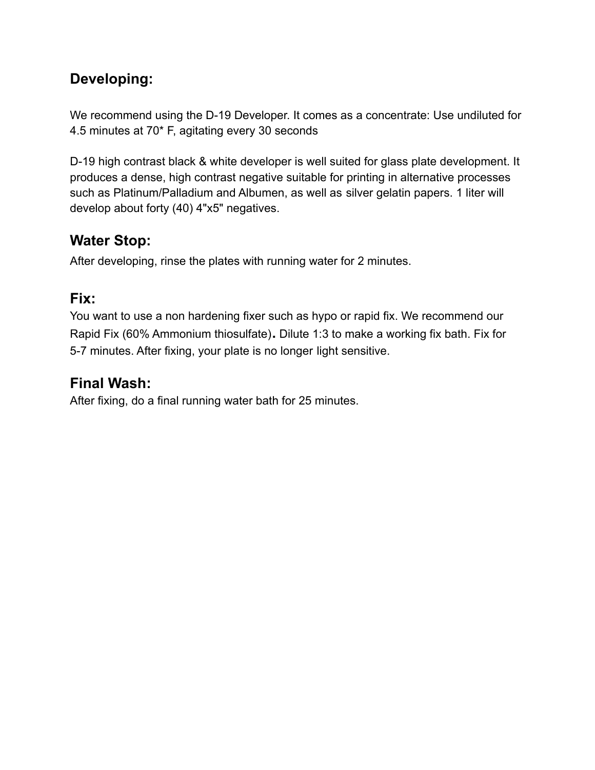## Developing:

We recommend using the D-19 Developer. It comes as a concentrate: Use undiluted for 4.5 minutes at 70* F, agitating every 30 seconds

D-19 high contrast black & white developer is well suited for glass plate development. It produces a dense, high contrast negative suitable for printing in alternative processes such as Platinum/Palladium and Albumen, as well as silver gelatin papers. 1 liter will develop about forty (40) 4"x5" negatives.

## Water Stop:

After developing, rinse the plates with running water for 2 minutes.

## Fix:

You want to use a non hardening fixer such as hypo or rapid fix. We recommend our Rapid Fix (60% Ammonium thiosulfate). Dilute 1:3 to make a working fix bath. Fix for 5-7 minutes. After fixing, your plate is no longer light sensitive.

## Final Wash:

After fixing, do a final running water bath for 25 minutes.